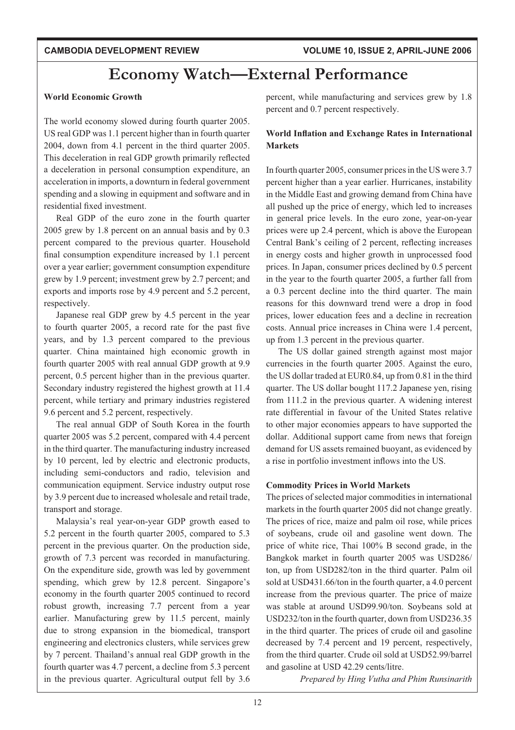# Economy Watch—External Performance

## World Economic Growth

The world economy slowed during fourth quarter 2005. US real GDP was 1.1 percent higher than in fourth quarter 2004, down from 4.1 percent in the third quarter 2005. This deceleration in real GDP growth primarily reflected a deceleration in personal consumption expenditure, an acceleration in imports, a downturn in federal government spending and a slowing in equipment and software and in residential fixed investment.

Real GDP of the euro zone in the fourth quarter 2005 grew by 1.8 percent on an annual basis and by 0.3 percent compared to the previous quarter. Household final consumption expenditure increased by 1.1 percent over a year earlier; government consumption expenditure grew by 1.9 percent; investment grew by 2.7 percent; and exports and imports rose by 4.9 percent and 5.2 percent, respectively.

Japanese real GDP grew by 4.5 percent in the year to fourth quarter 2005, a record rate for the past five years, and by 1.3 percent compared to the previous quarter. China maintained high economic growth in fourth quarter 2005 with real annual GDP growth at 9.9 percent, 0.5 percent higher than in the previous quarter. Secondary industry registered the highest growth at 11.4 percent, while tertiary and primary industries registered 9.6 percent and 5.2 percent, respectively.

The real annual GDP of South Korea in the fourth quarter 2005 was 5.2 percent, compared with 4.4 percent in the third quarter. The manufacturing industry increased by 10 percent, led by electric and electronic products, including semi-conductors and radio, television and communication equipment. Service industry output rose by 3.9 percent due to increased wholesale and retail trade, transport and storage.

Malaysia's real year-on-year GDP growth eased to 5.2 percent in the fourth quarter 2005, compared to 5.3 percent in the previous quarter. On the production side, growth of 7.3 percent was recorded in manufacturing. On the expenditure side, growth was led by government spending, which grew by 12.8 percent. Singapore's economy in the fourth quarter 2005 continued to record robust growth, increasing 7.7 percent from a year earlier. Manufacturing grew by 11.5 percent, mainly due to strong expansion in the biomedical, transport engineering and electronics clusters, while services grew by 7 percent. Thailand's annual real GDP growth in the fourth quarter was 4.7 percent, a decline from 5.3 percent in the previous quarter. Agricultural output fell by 3.6 percent, while manufacturing and services grew by 1.8 percent and 0.7 percent respectively.

## World Inflation and Exchange Rates in International Markets

In fourth quarter 2005, consumer prices in the US were 3.7 percent higher than a year earlier. Hurricanes, instability in the Middle East and growing demand from China have all pushed up the price of energy, which led to increases in general price levels. In the euro zone, year-on-year prices were up 2.4 percent, which is above the European Central Bank's ceiling of 2 percent, reflecting increases in energy costs and higher growth in unprocessed food prices. In Japan, consumer prices declined by 0.5 percent in the year to the fourth quarter 2005, a further fall from a 0.3 percent decline into the third quarter. The main reasons for this downward trend were a drop in food prices, lower education fees and a decline in recreation costs. Annual price increases in China were 1.4 percent, up from 1.3 percent in the previous quarter.

The US dollar gained strength against most major currencies in the fourth quarter 2005. Against the euro, the US dollar traded at EUR0.84, up from 0.81 in the third quarter. The US dollar bought 117.2 Japanese yen, rising from 111.2 in the previous quarter. A widening interest rate differential in favour of the United States relative to other major economies appears to have supported the dollar. Additional support came from news that foreign demand for US assets remained buoyant, as evidenced by a rise in portfolio investment inflows into the US.

## Commodity Prices in World Markets

The prices of selected major commodities in international markets in the fourth quarter 2005 did not change greatly. The prices of rice, maize and palm oil rose, while prices of soybeans, crude oil and gasoline went down. The price of white rice, Thai 100% B second grade, in the Bangkok market in fourth quarter 2005 was USD286/ton, up from USD282/ton in the third quarter. Palm oil sold at USD431.66/ton in the fourth quarter, a 4.0 percent increase from the previous quarter. The price of maize was stable at around USD99.90/ton. Soybeans sold at USD232/ton in the fourth quarter, down from USD236.35 in the third quarter. The prices of crude oil and gasoline decreased by 7.4 percent and 19 percent, respectively, from the third quarter. Crude oil sold at USD52.99/barrel and gasoline at USD 42.29 cents/litre.

*Prepared by Hing Vutha and Phim Runsinarith*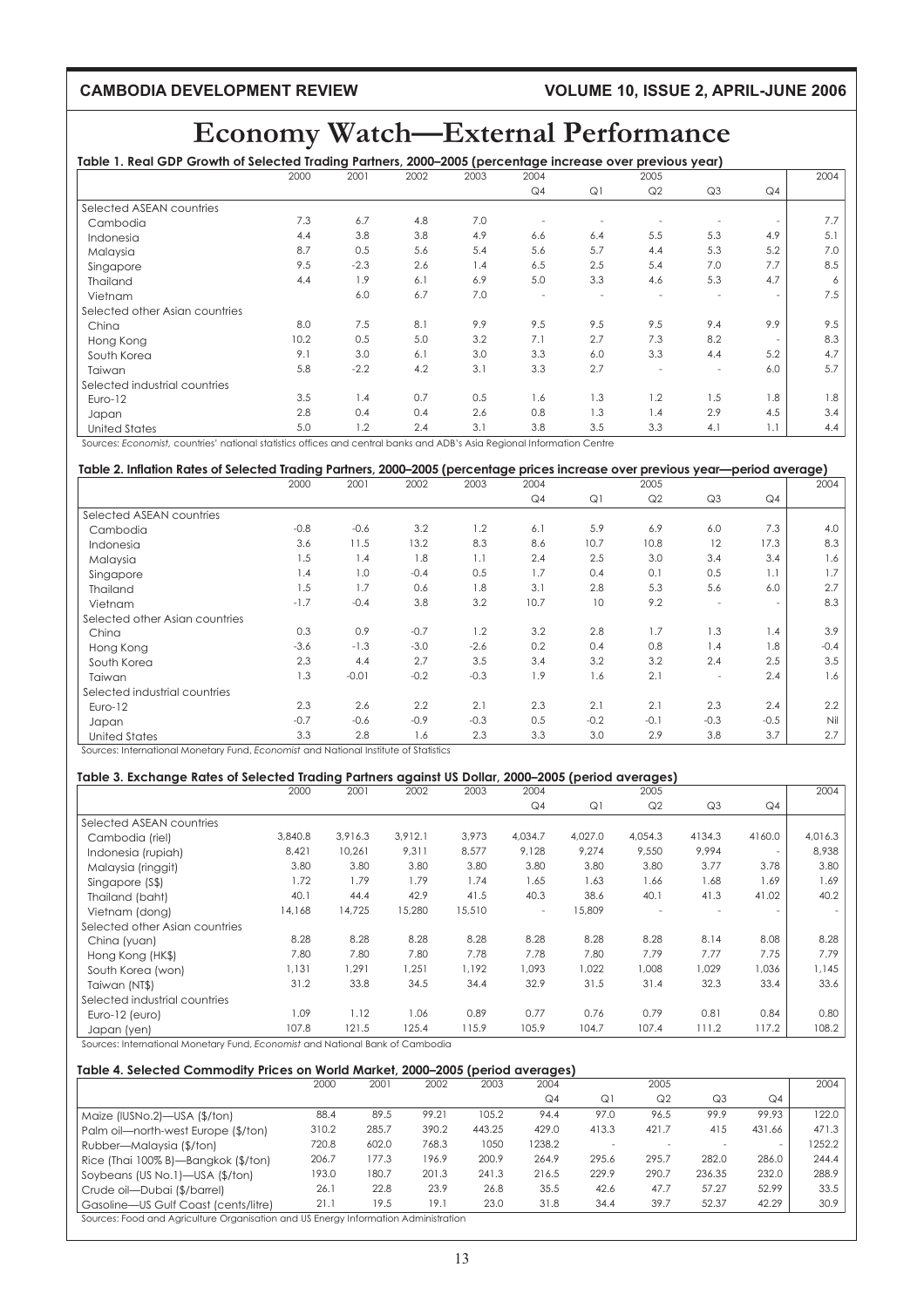# Economy Watch—External Performance

**Table 1. Real GDP Growth of Selected Trading Partners, 2000–2005 (percentage increase over previous year)**

| | 2000 | 2001 | 2002 | 2003 | 2004 | | 2005 | | | 2004 |
|---|---|---|---|---|---|---|---|---|---|---|
| | | | | | Q4 | Q1 | Q2 | Q3 | Q4 | |
| Selected ASEAN countries | | | | | | | | | | |
| Cambodia | 7.3 | 6.7 | 4.8 | 7.0 | - | - | - | - | - | 7.7 |
| Indonesia | 4.4 | 3.8 | 3.8 | 4.9 | 6.6 | 6.4 | 5.5 | 5.3 | 4.9 | 5.1 |
| Malaysia | 8.7 | 0.5 | 5.6 | 5.4 | 5.6 | 5.7 | 4.4 | 5.3 | 5.2 | 7.0 |
| Singapore | 9.5 | -2.3 | 2.6 | 1.4 | 6.5 | 2.5 | 5.4 | 7.0 | 7.7 | 8.5 |
| Thailand | 4.4 | 1.9 | 6.1 | 6.9 | 5.0 | 3.3 | 4.6 | 5.3 | 4.7 | 6 |
| Vietnam | | 6.0 | 6.7 | 7.0 | - | - | - | - | - | 7.5 |
| Selected other Asian countries | | | | | | | | | | |
| China | 8.0 | 7.5 | 8.1 | 9.9 | 9.5 | 9.5 | 9.5 | 9.4 | 9.9 | 9.5 |
| Hong Kong | 10.2 | 0.5 | 5.0 | 3.2 | 7.1 | 2.7 | 7.3 | 8.2 | - | 8.3 |
| South Korea | 9.1 | 3.0 | 6.1 | 3.0 | 3.3 | 6.0 | 3.3 | 4.4 | 5.2 | 4.7 |
| Taiwan | 5.8 | -2.2 | 4.2 | 3.1 | 3.3 | 2.7 | - | - | 6.0 | 5.7 |
| Selected industrial countries | | | | | | | | | | |
| Euro-12 | 3.5 | 1.4 | 0.7 | 0.5 | 1.6 | 1.3 | 1.2 | 1.5 | 1.8 | 1.8 |
| Japan | 2.8 | 0.4 | 0.4 | 2.6 | 0.8 | 1.3 | 1.4 | 2.9 | 4.5 | 3.4 |
| United States | 5.0 | 1.2 | 2.4 | 3.1 | 3.8 | 3.5 | 3.3 | 4.1 | 1.1 | 4.4 |

Sources: *Economist*, countries' national statistics offices and central banks and ADB's Asia Regional Information Centre

**Table 2. Inflation Rates of Selected Trading Partners, 2000–2005 (percentage prices increase over previous year—period average)**

| | 2000 | 2001 | 2002 | 2003 | 2004 | | 2005 | | | 2004 |
|---|---|---|---|---|---|---|---|---|---|---|
| | | | | | Q4 | Q1 | Q2 | Q3 | Q4 | |
| Selected ASEAN countries | | | | | | | | | | |
| Cambodia | -0.8 | -0.6 | 3.2 | 1.2 | 6.1 | 5.9 | 6.9 | 6.0 | 7.3 | 4.0 |
| Indonesia | 3.6 | 11.5 | 13.2 | 8.3 | 8.6 | 10.7 | 10.8 | 12 | 17.3 | 8.3 |
| Malaysia | 1.5 | 1.4 | 1.8 | 1.1 | 2.4 | 2.5 | 3.0 | 3.4 | 3.4 | 1.6 |
| Singapore | 1.4 | 1.0 | -0.4 | 0.5 | 1.7 | 0.4 | 0.1 | 0.5 | 1.1 | 1.7 |
| Thailand | 1.5 | 1.7 | 0.6 | 1.8 | 3.1 | 2.8 | 5.3 | 5.6 | 6.0 | 2.7 |
| Vietnam | -1.7 | -0.4 | 3.8 | 3.2 | 10.7 | 10 | 9.2 | - | - | 8.3 |
| Selected other Asian countries | | | | | | | | | | |
| China | 0.3 | 0.9 | -0.7 | 1.2 | 3.2 | 2.8 | 1.7 | 1.3 | 1.4 | 3.9 |
| Hong Kong | -3.6 | -1.3 | -3.0 | -2.6 | 0.2 | 0.4 | 0.8 | 1.4 | 1.8 | -0.4 |
| South Korea | 2.3 | 4.4 | 2.7 | 3.5 | 3.4 | 3.2 | 3.2 | 2.4 | 2.5 | 3.5 |
| Taiwan | 1.3 | -0.01 | -0.2 | -0.3 | 1.9 | 1.6 | 2.1 | - | 2.4 | 1.6 |
| Selected industrial countries | | | | | | | | | | |
| Euro-12 | 2.3 | 2.6 | 2.2 | 2.1 | 2.3 | 2.1 | 2.1 | 2.3 | 2.4 | 2.2 |
| Japan | -0.7 | -0.6 | -0.9 | -0.3 | 0.5 | -0.2 | -0.1 | -0.3 | -0.5 | Nil |
| United States | 3.3 | 2.8 | 1.6 | 2.3 | 3.3 | 3.0 | 2.9 | 3.8 | 3.7 | 2.7 |

Sources: International Monetary Fund, *Economist* and National Institute of Statistics

**Table 3. Exchange Rates of Selected Trading Partners against US Dollar, 2000–2005 (period averages)**

| | 2000 | 2001 | 2002 | 2003 | 2004 | | 2005 | | | 2004 |
|---|---|---|---|---|---|---|---|---|---|---|
| | | | | | Q4 | Q1 | Q2 | Q3 | Q4 | |
| Selected ASEAN countries | | | | | | | | | | |
| Cambodia (riel) | 3,840.8 | 3,916.3 | 3,912.1 | 3,973 | 4,034.7 | 4,027.0 | 4,054.3 | 4134.3 | 4160.0 | 4,016.3 |
| Indonesia (rupiah) | 8,421 | 10,261 | 9,311 | 8,577 | 9,128 | 9,274 | 9,550 | 9,994 | - | 8,938 |
| Malaysia (ringgit) | 3.80 | 3.80 | 3.80 | 3.80 | 3.80 | 3.80 | 3.80 | 3.77 | 3.78 | 3.80 |
| Singapore (S$) | 1.72 | 1.79 | 1.79 | 1.74 | 1.65 | 1.63 | 1.66 | 1.68 | 1.69 | 1.69 |
| Thailand (baht) | 40.1 | 44.4 | 42.9 | 41.5 | 40.3 | 38.6 | 40.1 | 41.3 | 41.02 | 40.2 |
| Vietnam (dong) | 14,168 | 14,725 | 15,280 | 15,510 | - | 15,809 | - | - | - | - |
| Selected other Asian countries | | | | | | | | | | |
| China (yuan) | 8.28 | 8.28 | 8.28 | 8.28 | 8.28 | 8.28 | 8.28 | 8.14 | 8.08 | 8.28 |
| Hong Kong (HK$) | 7.80 | 7.80 | 7.80 | 7.78 | 7.78 | 7.80 | 7.79 | 7.77 | 7.75 | 7.79 |
| South Korea (won) | 1,131 | 1,291 | 1,251 | 1,192 | 1,093 | 1,022 | 1,008 | 1,029 | 1,036 | 1,145 |
| Taiwan (NT$) | 31.2 | 33.8 | 34.5 | 34.4 | 32.9 | 31.5 | 31.4 | 32.3 | 33.4 | 33.6 |
| Selected industrial countries | | | | | | | | | | |
| Euro-12 (euro) | 1.09 | 1.12 | 1.06 | 0.89 | 0.77 | 0.76 | 0.79 | 0.81 | 0.84 | 0.80 |
| Japan (yen) | 107.8 | 121.5 | 125.4 | 115.9 | 105.9 | 104.7 | 107.4 | 111.2 | 117.2 | 108.2 |

Sources: International Monetary Fund, *Economist* and National Bank of Cambodia

**Table 4. Selected Commodity Prices on World Market, 2000–2005 (period averages)**

| | 2000 | 2001 | 2002 | 2003 | 2004 | | 2005 | | | 2004 |
|---|---|---|---|---|---|---|---|---|---|---|
| | | | | | Q4 | Q1 | Q2 | Q3 | Q4 | |
| Maize (USNo.2)—USA ($/ton) | 88.4 | 89.5 | 99.21 | 105.2 | 94.4 | 97.0 | 96.5 | 99.9 | 99.93 | 122.0 |
| Palm oil—north-west Europe ($/ton) | 310.2 | 285.7 | 390.2 | 443.25 | 429.0 | 413.3 | 421.7 | 415 | 431.66 | 471.3 |
| Rubber—Malaysia ($/ton) | 720.8 | 602.0 | 768.3 | 1050 | 1238.2 | - | - | - | - | 1252.2 |
| Rice (Thai 100% B)—Bangkok ($/ton) | 206.7 | 177.3 | 196.9 | 200.9 | 264.9 | 295.6 | 295.7 | 282.0 | 286.0 | 244.4 |
| Soybeans (US No.1)—USA ($/ton) | 193.0 | 180.7 | 201.3 | 241.3 | 216.5 | 229.9 | 290.7 | 236.35 | 232.0 | 288.9 |
| Crude oil—Dubai ($/barrel) | 26.1 | 22.8 | 23.9 | 26.8 | 35.5 | 42.6 | 47.7 | 57.27 | 52.99 | 33.5 |
| Gasoline—US Gulf Coast (cents/litre) | 21.1 | 19.5 | 19.1 | 23.0 | 31.8 | 34.4 | 39.7 | 52.37 | 42.29 | 30.9 |

Sources: Food and Agriculture Organisation and US Energy Information Administration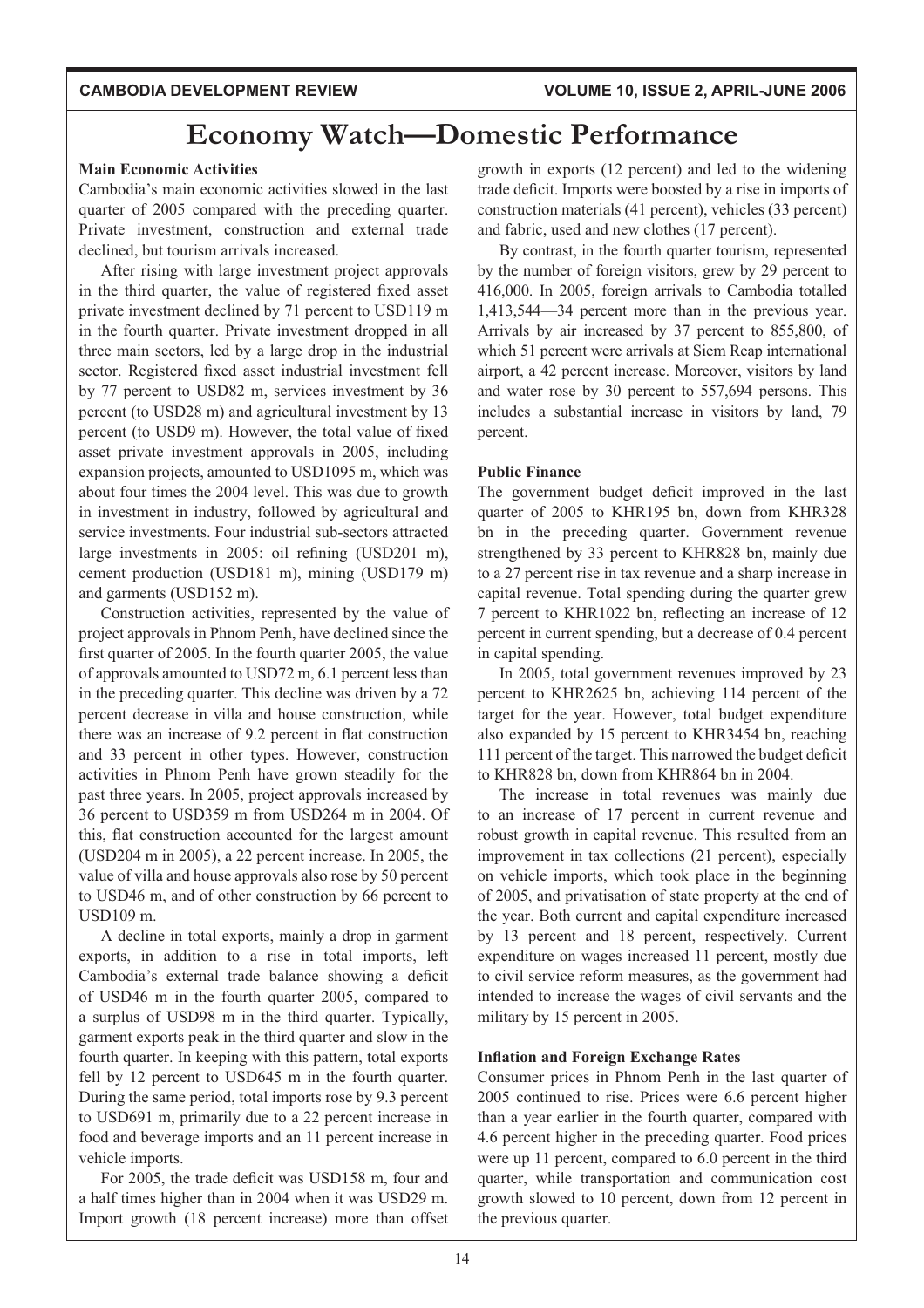# Economy Watch—Domestic Performance

**Main Economic Activities**

Cambodia's main economic activities slowed in the last quarter of 2005 compared with the preceding quarter. Private investment, construction and external trade declined, but tourism arrivals increased.

After rising with large investment project approvals in the third quarter, the value of registered fixed asset private investment declined by 71 percent to USD119 m in the fourth quarter. Private investment dropped in all three main sectors, led by a large drop in the industrial sector. Registered fixed asset industrial investment fell by 77 percent to USD82 m, services investment by 36 percent (to USD28 m) and agricultural investment by 13 percent (to USD9 m). However, the total value of fixed asset private investment approvals in 2005, including expansion projects, amounted to USD1095 m, which was about four times the 2004 level. This was due to growth in investment in industry, followed by agricultural and service investments. Four industrial sub-sectors attracted large investments in 2005: oil refining (USD201 m), cement production (USD181 m), mining (USD179 m) and garments (USD152 m).

Construction activities, represented by the value of project approvals in Phnom Penh, have declined since the first quarter of 2005. In the fourth quarter 2005, the value of approvals amounted to USD72 m, 6.1 percent less than in the preceding quarter. This decline was driven by a 72 percent decrease in villa and house construction, while there was an increase of 9.2 percent in flat construction and 33 percent in other types. However, construction activities in Phnom Penh have grown steadily for the past three years. In 2005, project approvals increased by 36 percent to USD359 m from USD264 m in 2004. Of this, flat construction accounted for the largest amount (USD204 m in 2005), a 22 percent increase. In 2005, the value of villa and house approvals also rose by 50 percent to USD46 m, and of other construction by 66 percent to USD109 m.

A decline in total exports, mainly a drop in garment exports, in addition to a rise in total imports, left Cambodia's external trade balance showing a deficit of USD46 m in the fourth quarter 2005, compared to a surplus of USD98 m in the third quarter. Typically, garment exports peak in the third quarter and slow in the fourth quarter. In keeping with this pattern, total exports fell by 12 percent to USD645 m in the fourth quarter. During the same period, total imports rose by 9.3 percent to USD691 m, primarily due to a 22 percent increase in food and beverage imports and an 11 percent increase in vehicle imports.

For 2005, the trade deficit was USD158 m, four and a half times higher than in 2004 when it was USD29 m. Import growth (18 percent increase) more than offset growth in exports (12 percent) and led to the widening trade deficit. Imports were boosted by a rise in imports of construction materials (41 percent), vehicles (33 percent) and fabric, used and new clothes (17 percent).

By contrast, in the fourth quarter tourism, represented by the number of foreign visitors, grew by 29 percent to 416,000. In 2005, foreign arrivals to Cambodia totalled 1,413,544—34 percent more than in the previous year. Arrivals by air increased by 37 percent to 855,800, of which 51 percent were arrivals at Siem Reap international airport, a 42 percent increase. Moreover, visitors by land and water rose by 30 percent to 557,694 persons. This includes a substantial increase in visitors by land, 79 percent.

**Public Finance**

The government budget deficit improved in the last quarter of 2005 to KHR195 bn, down from KHR328 bn in the preceding quarter. Government revenue strengthened by 33 percent to KHR828 bn, mainly due to a 27 percent rise in tax revenue and a sharp increase in capital revenue. Total spending during the quarter grew 7 percent to KHR1022 bn, reflecting an increase of 12 percent in current spending, but a decrease of 0.4 percent in capital spending.

In 2005, total government revenues improved by 23 percent to KHR2625 bn, achieving 114 percent of the target for the year. However, total budget expenditure also expanded by 15 percent to KHR3454 bn, reaching 111 percent of the target. This narrowed the budget deficit to KHR828 bn, down from KHR864 bn in 2004.

The increase in total revenues was mainly due to an increase of 17 percent in current revenue and robust growth in capital revenue. This resulted from an improvement in tax collections (21 percent), especially on vehicle imports, which took place in the beginning of 2005, and privatisation of state property at the end of the year. Both current and capital expenditure increased by 13 percent and 18 percent, respectively. Current expenditure on wages increased 11 percent, mostly due to civil service reform measures, as the government had intended to increase the wages of civil servants and the military by 15 percent in 2005.

**Inflation and Foreign Exchange Rates**

Consumer prices in Phnom Penh in the last quarter of 2005 continued to rise. Prices were 6.6 percent higher than a year earlier in the fourth quarter, compared with 4.6 percent higher in the preceding quarter. Food prices were up 11 percent, compared to 6.0 percent in the third quarter, while transportation and communication cost growth slowed to 10 percent, down from 12 percent in the previous quarter.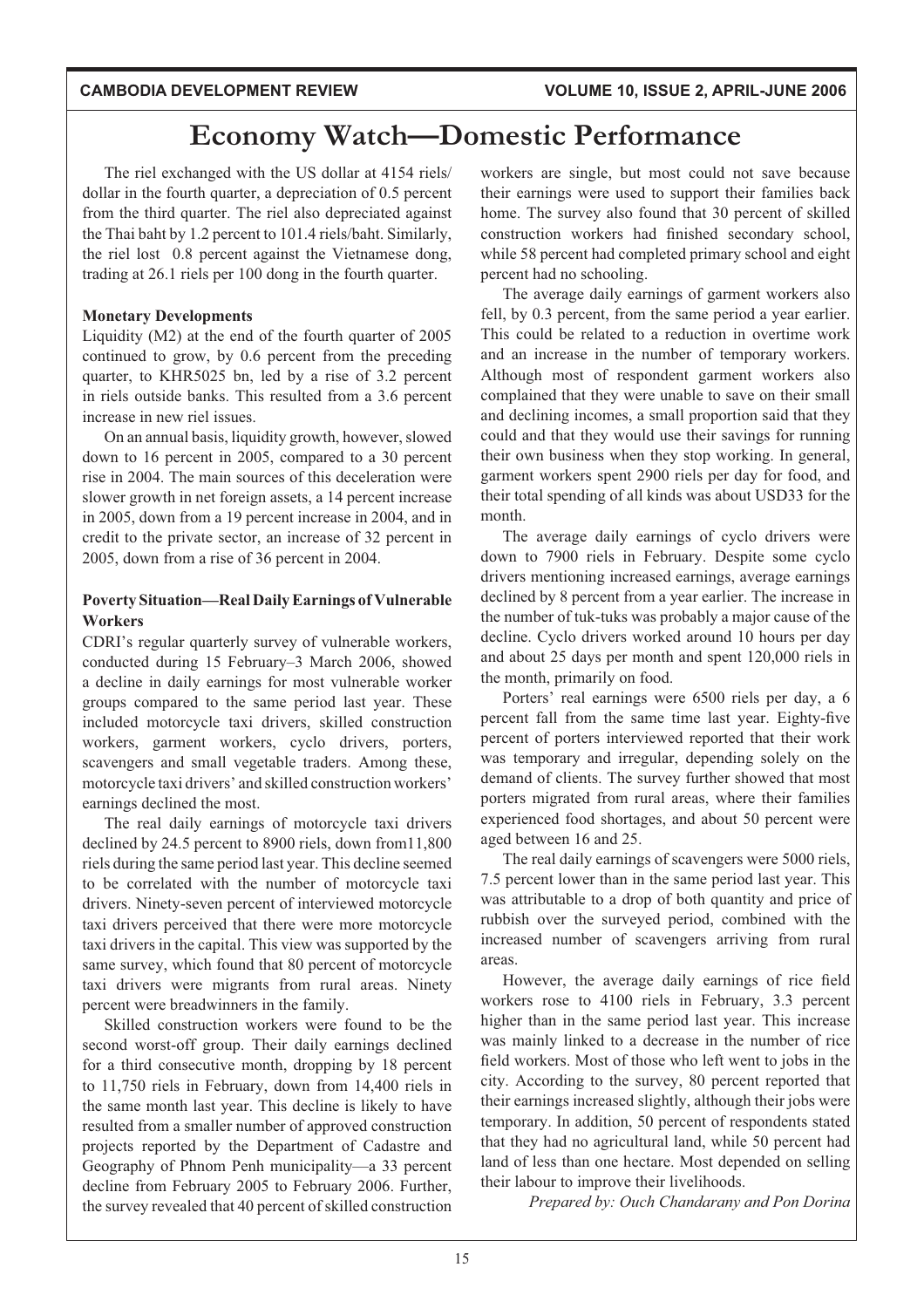# Economy Watch—Domestic Performance

The riel exchanged with the US dollar at 4154 riels/dollar in the fourth quarter, a depreciation of 0.5 percent from the third quarter. The riel also depreciated against the Thai baht by 1.2 percent to 101.4 riels/baht. Similarly, the riel lost 0.8 percent against the Vietnamese dong, trading at 26.1 riels per 100 dong in the fourth quarter.

### Monetary Developments

Liquidity (M2) at the end of the fourth quarter of 2005 continued to grow, by 0.6 percent from the preceding quarter, to KHR5025 bn, led by a rise of 3.2 percent in riels outside banks. This resulted from a 3.6 percent increase in new riel issues.

On an annual basis, liquidity growth, however, slowed down to 16 percent in 2005, compared to a 30 percent rise in 2004. The main sources of this deceleration were slower growth in net foreign assets, a 14 percent increase in 2005, down from a 19 percent increase in 2004, and in credit to the private sector, an increase of 32 percent in 2005, down from a rise of 36 percent in 2004.

### Poverty Situation—Real Daily Earnings of Vulnerable Workers

CDRI's regular quarterly survey of vulnerable workers, conducted during 15 February–3 March 2006, showed a decline in daily earnings for most vulnerable worker groups compared to the same period last year. These included motorcycle taxi drivers, skilled construction workers, garment workers, cyclo drivers, porters, scavengers and small vegetable traders. Among these, motorcycle taxi drivers' and skilled construction workers' earnings declined the most.

The real daily earnings of motorcycle taxi drivers declined by 24.5 percent to 8900 riels, down from11,800 riels during the same period last year. This decline seemed to be correlated with the number of motorcycle taxi drivers. Ninety-seven percent of interviewed motorcycle taxi drivers perceived that there were more motorcycle taxi drivers in the capital. This view was supported by the same survey, which found that 80 percent of motorcycle taxi drivers were migrants from rural areas. Ninety percent were breadwinners in the family.

Skilled construction workers were found to be the second worst-off group. Their daily earnings declined for a third consecutive month, dropping by 18 percent to 11,750 riels in February, down from 14,400 riels in the same month last year. This decline is likely to have resulted from a smaller number of approved construction projects reported by the Department of Cadastre and Geography of Phnom Penh municipality—a 33 percent decline from February 2005 to February 2006. Further, the survey revealed that 40 percent of skilled construction workers are single, but most could not save because their earnings were used to support their families back home. The survey also found that 30 percent of skilled construction workers had finished secondary school, while 58 percent had completed primary school and eight percent had no schooling.

The average daily earnings of garment workers also fell, by 0.3 percent, from the same period a year earlier. This could be related to a reduction in overtime work and an increase in the number of temporary workers. Although most of respondent garment workers also complained that they were unable to save on their small and declining incomes, a small proportion said that they could and that they would use their savings for running their own business when they stop working. In general, garment workers spent 2900 riels per day for food, and their total spending of all kinds was about USD33 for the month.

The average daily earnings of cyclo drivers were down to 7900 riels in February. Despite some cyclo drivers mentioning increased earnings, average earnings declined by 8 percent from a year earlier. The increase in the number of tuk-tuks was probably a major cause of the decline. Cyclo drivers worked around 10 hours per day and about 25 days per month and spent 120,000 riels in the month, primarily on food.

Porters' real earnings were 6500 riels per day, a 6 percent fall from the same time last year. Eighty-five percent of porters interviewed reported that their work was temporary and irregular, depending solely on the demand of clients. The survey further showed that most porters migrated from rural areas, where their families experienced food shortages, and about 50 percent were aged between 16 and 25.

The real daily earnings of scavengers were 5000 riels, 7.5 percent lower than in the same period last year. This was attributable to a drop of both quantity and price of rubbish over the surveyed period, combined with the increased number of scavengers arriving from rural areas.

However, the average daily earnings of rice field workers rose to 4100 riels in February, 3.3 percent higher than in the same period last year. This increase was mainly linked to a decrease in the number of rice field workers. Most of those who left went to jobs in the city. According to the survey, 80 percent reported that their earnings increased slightly, although their jobs were temporary. In addition, 50 percent of respondents stated that they had no agricultural land, while 50 percent had land of less than one hectare. Most depended on selling their labour to improve their livelihoods.

*Prepared by: Ouch Chandarany and Pon Dorina*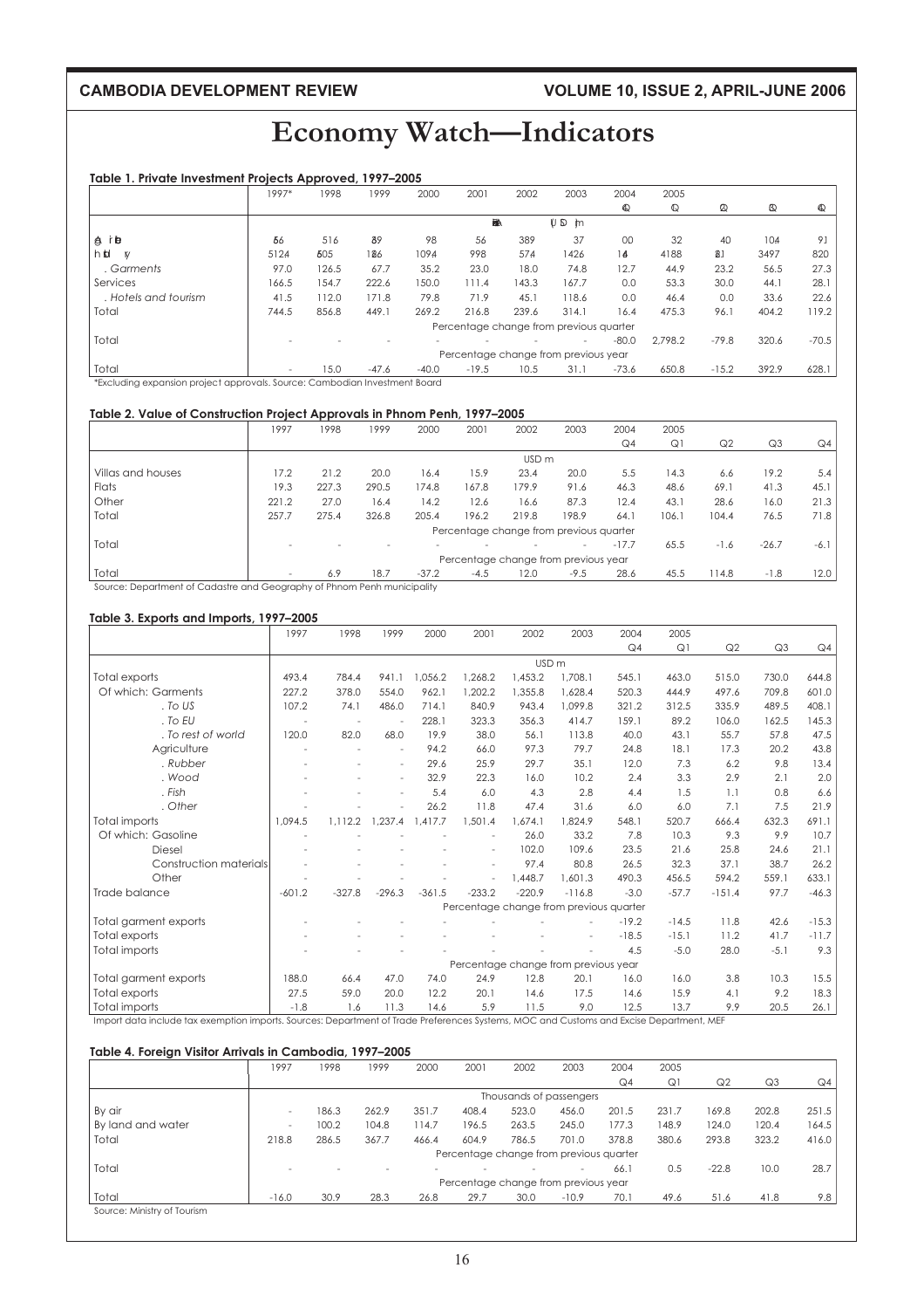# Economy Watch—Indicators

### Table 1. Private Investment Projects Approved, 1997–2005

| | 1997* | 1998 | 1999 | 2000 | 2001 | 2002 | 2003 | 2004 | 2005 | | | |
|---|---|---|---|---|---|---|---|---|---|---|---|---|
| | | | | | | | | Q4 | Q1 | Q2 | Q3 | Q4 |
| | | | | | | USD m | | | | | | |
| Agriculture | 56 | 516 | 89 | 98 | 56 | 389 | 37 | 00 | 32 | 40 | 104 | 91 |
| Industry | 5124 | 605 | 186 | 1094 | 998 | 574 | 1426 | 16 | 4188 | 81 | 3497 | 820 |
| . *Garments* | 97.0 | 126.5 | 67.7 | 35.2 | 23.0 | 18.0 | 74.8 | 12.7 | 44.9 | 23.2 | 56.5 | 27.3 |
| Services | 166.5 | 154.7 | 222.6 | 150.0 | 111.4 | 143.3 | 167.7 | 0.0 | 53.3 | 30.0 | 44.1 | 28.1 |
| . *Hotels and tourism* | 41.5 | 112.0 | 171.8 | 79.8 | 71.9 | 45.1 | 118.6 | 0.0 | 46.4 | 0.0 | 33.6 | 22.6 |
| Total | 744.5 | 856.8 | 449.1 | 269.2 | 216.8 | 239.6 | 314.1 | 16.4 | 475.3 | 96.1 | 404.2 | 119.2 |
| | | | | | | Percentage change from previous quarter | | | | | | |
| Total | - | - | - | - | - | - | - | -80.0 | 2,798.2 | -79.8 | 320.6 | -70.5 |
| | | | | | | Percentage change from previous year | | | | | | |
| Total | - | 15.0 | -47.6 | -40.0 | -19.5 | 10.5 | 31.1 | -73.6 | 650.8 | -15.2 | 392.9 | 628.1 |

*Excluding expansion project approvals. Source: Cambodian Investment Board

### Table 2. Value of Construction Project Approvals in Phnom Penh, 1997–2005

| | 1997 | 1998 | 1999 | 2000 | 2001 | 2002 | 2003 | 2004 | 2005 | | | |
|---|---|---|---|---|---|---|---|---|---|---|---|---|
| | | | | | | | | Q4 | Q1 | Q2 | Q3 | Q4 |
| | | | | | | USD m | | | | | | |
| Villas and houses | 17.2 | 21.2 | 20.0 | 16.4 | 15.9 | 23.4 | 20.0 | 5.5 | 14.3 | 6.6 | 19.2 | 5.4 |
| Flats | 19.3 | 227.3 | 290.5 | 174.8 | 167.8 | 179.9 | 91.6 | 46.3 | 48.6 | 69.1 | 41.3 | 45.1 |
| Other | 221.2 | 27.0 | 16.4 | 14.2 | 12.6 | 16.6 | 87.3 | 12.4 | 43.1 | 28.6 | 16.0 | 21.3 |
| Total | 257.7 | 275.4 | 326.8 | 205.4 | 196.2 | 219.8 | 198.9 | 64.1 | 106.1 | 104.4 | 76.5 | 71.8 |
| | | | | | | Percentage change from previous quarter | | | | | | |
| Total | - | - | - | - | - | - | - | -17.7 | 65.5 | -1.6 | -26.7 | -6.1 |
| | | | | | | Percentage change from previous year | | | | | | |
| Total | - | 6.9 | 18.7 | -37.2 | -4.5 | 12.0 | -9.5 | 28.6 | 45.5 | 114.8 | -1.8 | 12.0 |

Source: Department of Cadastre and Geography of Phnom Penh municipality

### Table 3. Exports and Imports, 1997–2005

| | 1997 | 1998 | 1999 | 2000 | 2001 | 2002 | 2003 | 2004 | 2005 | | | |
|---|---|---|---|---|---|---|---|---|---|---|---|---|
| | | | | | | | | Q4 | Q1 | Q2 | Q3 | Q4 |
| | | | | | | USD m | | | | | | |
| Total exports | 493.4 | 784.4 | 941.1 | 1,056.2 | 1,268.2 | 1,453.2 | 1,708.1 | 545.1 | 463.0 | 515.0 | 730.0 | 644.8 |
| Of which: Garments | 227.2 | 378.0 | 554.0 | 962.1 | 1,202.2 | 1,355.8 | 1,628.4 | 520.3 | 444.9 | 497.6 | 709.8 | 601.0 |
| . *To US* | 107.2 | 74.1 | 486.0 | 714.1 | 840.9 | 943.4 | 1,099.8 | 321.2 | 312.5 | 335.9 | 489.5 | 408.1 |
| . *To EU* | - | - | - | 228.1 | 323.3 | 356.3 | 414.7 | 159.1 | 89.2 | 106.0 | 162.5 | 145.3 |
| . *To rest of world* | 120.0 | 82.0 | 68.0 | 19.9 | 38.0 | 56.1 | 113.8 | 40.0 | 43.1 | 55.7 | 57.8 | 47.5 |
| Agriculture | - | - | - | 94.2 | 66.0 | 97.3 | 79.7 | 24.8 | 18.1 | 17.3 | 20.2 | 43.8 |
| . *Rubber* | - | - | - | 29.6 | 25.9 | 29.7 | 35.1 | 12.0 | 7.3 | 6.2 | 9.8 | 13.4 |
| . *Wood* | - | - | - | 32.9 | 22.3 | 16.0 | 10.2 | 2.4 | 3.3 | 2.9 | 2.1 | 2.0 |
| . *Fish* | - | - | - | 5.4 | 6.0 | 4.3 | 2.8 | 4.4 | 1.5 | 1.1 | 0.8 | 6.6 |
| . *Other* | - | - | - | 26.2 | 11.8 | 47.4 | 31.6 | 6.0 | 6.0 | 7.1 | 7.5 | 21.9 |
| Total imports | 1,094.5 | 1,112.2 | 1,237.4 | 1,417.7 | 1,501.4 | 1,674.1 | 1,824.9 | 548.1 | 520.7 | 666.4 | 632.3 | 691.1 |
| Of which: Gasoline | - | - | - | - | - | 26.0 | 33.2 | 7.8 | 10.3 | 9.3 | 9.9 | 10.7 |
| Diesel | - | - | - | - | - | 102.0 | 109.6 | 23.5 | 21.6 | 25.8 | 24.6 | 21.1 |
| Construction materials | - | - | - | - | - | 97.4 | 80.8 | 26.5 | 32.3 | 37.1 | 38.7 | 26.2 |
| Other | - | - | - | - | - | 1,448.7 | 1,601.3 | 490.3 | 456.5 | 594.2 | 559.1 | 633.1 |
| Trade balance | -601.2 | -327.8 | -296.3 | -361.5 | -233.2 | -220.9 | -116.8 | -3.0 | -57.7 | -151.4 | 97.7 | -46.3 |
| | | | | | | Percentage change from previous quarter | | | | | | |
| Total garment exports | - | - | - | - | - | - | - | -19.2 | -14.5 | 11.8 | 42.6 | -15.3 |
| Total exports | - | - | - | - | - | - | - | -18.5 | -15.1 | 11.2 | 41.7 | -11.7 |
| Total imports | - | - | - | - | - | - | - | 4.5 | -5.0 | 28.0 | -5.1 | 9.3 |
| | | | | | | Percentage change from previous year | | | | | | |
| Total garment exports | 188.0 | 66.4 | 47.0 | 74.0 | 24.9 | 12.8 | 20.1 | 16.0 | 16.0 | 3.8 | 10.3 | 15.5 |
| Total exports | 27.5 | 59.0 | 20.0 | 12.2 | 20.1 | 14.6 | 17.5 | 14.6 | 15.9 | 4.1 | 9.2 | 18.3 |
| Total imports | -1.8 | 1.6 | 11.3 | 14.6 | 5.9 | 11.5 | 9.0 | 12.5 | 13.7 | 9.9 | 20.5 | 26.1 |

Import data include tax exemption imports. Sources: Department of Trade Preferences Systems, MOC and Customs and Excise Department, MEF

### Table 4. Foreign Visitor Arrivals in Cambodia, 1997–2005

| | 1997 | 1998 | 1999 | 2000 | 2001 | 2002 | 2003 | 2004 | 2005 | | | |
|---|---|---|---|---|---|---|---|---|---|---|---|---|
| | | | | | | | | Q4 | Q1 | Q2 | Q3 | Q4 |
| | | | | | | Thousands of passengers | | | | | | |
| By air | - | 186.3 | 262.9 | 351.7 | 408.4 | 523.0 | 456.0 | 201.5 | 231.7 | 169.8 | 202.8 | 251.5 |
| By land and water | - | 100.2 | 104.8 | 114.7 | 196.5 | 263.5 | 245.0 | 177.3 | 148.9 | 124.0 | 120.4 | 164.5 |
| Total | 218.8 | 286.5 | 367.7 | 466.4 | 604.9 | 786.5 | 701.0 | 378.8 | 380.6 | 293.8 | 323.2 | 416.0 |
| | | | | | | Percentage change from previous quarter | | | | | | |
| Total | - | - | - | - | - | - | - | 66.1 | 0.5 | -22.8 | 10.0 | 28.7 |
| | | | | | | Percentage change from previous year | | | | | | |
| Total | -16.0 | 30.9 | 28.3 | 26.8 | 29.7 | 30.0 | -10.9 | 70.1 | 49.6 | 51.6 | 41.8 | 9.8 |

Source: Ministry of Tourism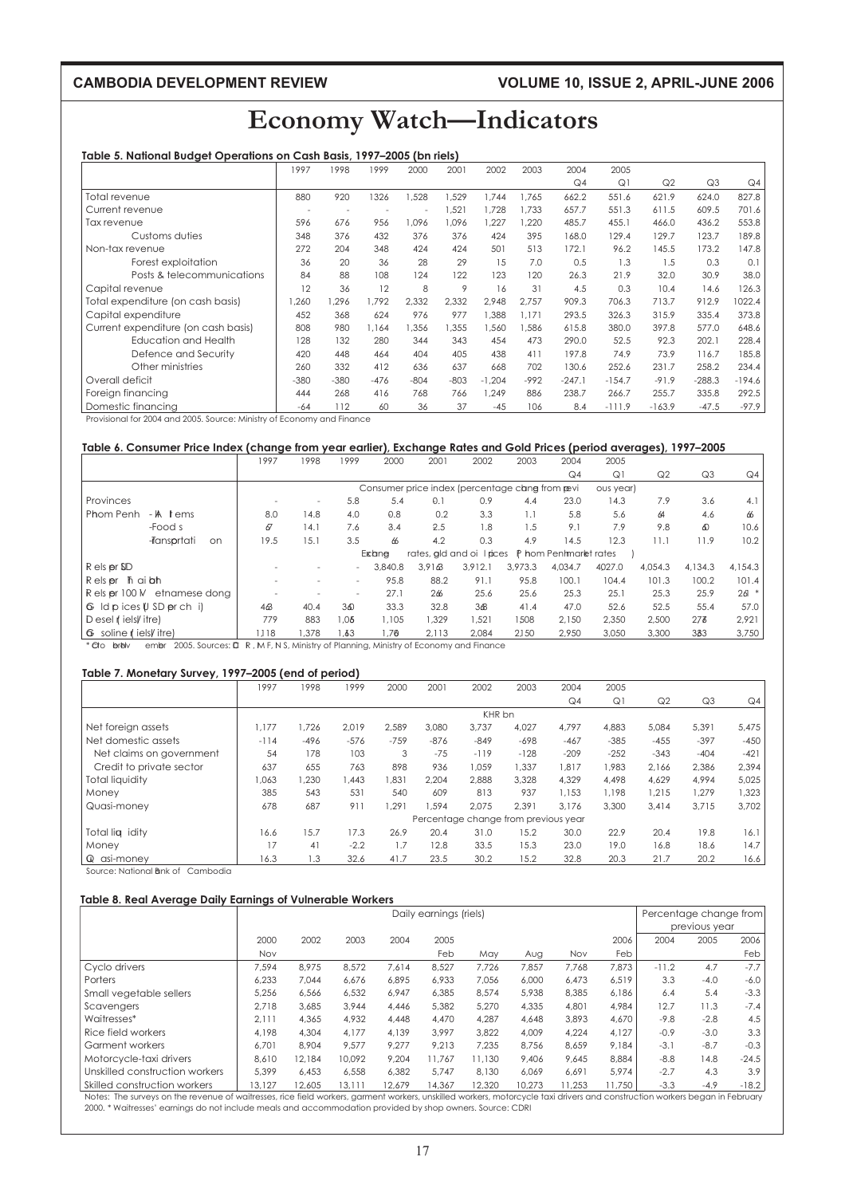# Economy Watch—Indicators

**Table 5. National Budget Operations on Cash Basis, 1997–2005 (bn riels)**

| | 1997 | 1998 | 1999 | 2000 | 2001 | 2002 | 2003 | 2004 | 2005 | | | |
|---|---|---|---|---|---|---|---|---|---|---|---|---|
| | | | | | | | | Q4 | Q1 | Q2 | Q3 | Q4 |
| Total revenue | 880 | 920 | 1326 | 1,528 | 1,529 | 1,744 | 1,765 | 662.2 | 551.6 | 621.9 | 624.0 | 827.8 |
| Current revenue | - | - | - | - | 1,521 | 1,728 | 1,733 | 657.7 | 551.3 | 611.5 | 609.5 | 701.6 |
| Tax revenue | 596 | 676 | 956 | 1,096 | 1,096 | 1,227 | 1,220 | 485.7 | 455.1 | 466.0 | 436.2 | 553.8 |
| Customs duties | 348 | 376 | 432 | 376 | 376 | 424 | 395 | 168.0 | 129.4 | 129.7 | 123.7 | 189.8 |
| Non-tax revenue | 272 | 204 | 348 | 424 | 424 | 501 | 513 | 172.1 | 96.2 | 145.5 | 173.2 | 147.8 |
| Forest exploitation | 36 | 20 | 36 | 28 | 29 | 15 | 7.0 | 0.5 | 1.3 | 1.5 | 0.3 | 0.1 |
| Posts & telecommunications | 84 | 88 | 108 | 124 | 122 | 123 | 120 | 26.3 | 21.9 | 32.0 | 30.9 | 38.0 |
| Capital revenue | 12 | 36 | 12 | 8 | 9 | 16 | 31 | 4.5 | 0.3 | 10.4 | 14.6 | 126.3 |
| Total expenditure (on cash basis) | 1,260 | 1,296 | 1,792 | 2,332 | 2,332 | 2,948 | 2,757 | 909.3 | 706.3 | 713.7 | 912.9 | 1022.4 |
| Capital expenditure | 452 | 368 | 624 | 976 | 977 | 1,388 | 1,171 | 293.5 | 326.3 | 315.9 | 335.4 | 373.8 |
| Current expenditure (on cash basis) | 808 | 980 | 1,164 | 1,356 | 1,355 | 1,560 | 1,586 | 615.8 | 380.0 | 397.8 | 577.0 | 648.6 |
| Education and Health | 128 | 132 | 280 | 344 | 343 | 454 | 473 | 290.0 | 52.5 | 92.3 | 202.1 | 228.4 |
| Defence and Security | 420 | 448 | 464 | 404 | 405 | 438 | 411 | 197.8 | 74.9 | 73.9 | 116.7 | 185.8 |
| Other ministries | 260 | 332 | 412 | 636 | 637 | 668 | 702 | 130.6 | 252.6 | 231.7 | 258.2 | 234.4 |
| Overall deficit | -380 | -380 | -476 | -804 | -803 | -1,204 | -992 | -247.1 | -154.7 | -91.9 | -288.3 | -194.6 |
| Foreign financing | 444 | 268 | 416 | 768 | 766 | 1,249 | 886 | 238.7 | 266.7 | 255.7 | 335.8 | 292.5 |
| Domestic financing | -64 | 112 | 60 | 36 | 37 | -45 | 106 | 8.4 | -111.9 | -163.9 | -47.5 | -97.9 |

Provisional for 2004 and 2005. Source: Ministry of Economy and Finance

**Table 6. Consumer Price Index (change from year earlier), Exchange Rates and Gold Prices (period averages), 1997–2005**

| | 1997 | 1998 | 1999 | 2000 | 2001 | 2002 | 2003 | 2004 | 2005 | | | |
|---|---|---|---|---|---|---|---|---|---|---|---|---|
| | | | | | | | | Q4 | Q1 | Q2 | Q3 | Q4 |
| | Consumer price index (percentage change from previous year) | | | | | | | | | | | |
| Provinces | - | - | 5.8 | 5.4 | 0.1 | 0.9 | 4.4 | 23.0 | 14.3 | 7.9 | 3.6 | 4.1 |
| Phnom Penh - All Items | 8.0 | 14.8 | 4.0 | 0.8 | 0.2 | 3.3 | 1.1 | 5.8 | 5.6 | 6.4 | 4.6 | 6.6 |
| - Food items | 6.7 | 14.1 | 7.6 | 3.4 | 2.5 | 1.8 | 1.5 | 9.1 | 7.9 | 9.8 | 6.0 | 10.6 |
| - Transportation | 19.5 | 15.1 | 3.5 | 6.6 | 4.2 | 0.3 | 4.9 | 14.5 | 12.3 | 11.1 | 11.9 | 10.2 |
| | Exchange rates, gold and oil prices (Phnom Penh market rates) | | | | | | | | | | | |
| Riels per USD | - | - | - | 3,840.8 | 3,916.3 | 3,912.1 | 3,973.3 | 4,034.7 | 4027.0 | 4,054.3 | 4,134.3 | 4,154.3 |
| Riels per Thai baht | - | - | - | 95.8 | 88.2 | 91.1 | 95.8 | 100.1 | 104.4 | 101.3 | 100.2 | 101.4 |
| Riels per 100 Vietnamese dong | - | - | - | 27.1 | 26.6 | 25.6 | 25.6 | 25.3 | 25.1 | 25.3 | 25.9 | 26.1 * |
| Gold prices (USD per chi) | 46.3 | 40.4 | 36.0 | 33.3 | 32.8 | 36.8 | 41.4 | 47.0 | 52.6 | 52.5 | 55.4 | 57.0 |
| Diesel (riels/litre) | 779 | 883 | 1,056 | 1,105 | 1,329 | 1,521 | 1508 | 2,150 | 2,350 | 2,500 | 2,758 | 2,921 |
| Gasoline (riels/litre) | 1,118 | 1,378 | 1,663 | 1,760 | 2,113 | 2,084 | 2,150 | 2,950 | 3,050 | 3,300 | 3,583 | 3,750 |

* October–November 2005. Sources: CDRI, IMF, NIS, Ministry of Planning, Ministry of Economy and Finance

**Table 7. Monetary Survey, 1997–2005 (end of period)**

| | 1997 | 1998 | 1999 | 2000 | 2001 | 2002 | 2003 | 2004 | 2005 | | | |
|---|---|---|---|---|---|---|---|---|---|---|---|---|
| | | | | | | | | Q4 | Q1 | Q2 | Q3 | Q4 |
| | KHR bn | | | | | | | | | | | |
| Net foreign assets | 1,177 | 1,726 | 2,019 | 2,589 | 3,080 | 3,737 | 4,027 | 4,797 | 4,883 | 5,084 | 5,391 | 5,475 |
| Net domestic assets | -114 | -496 | -576 | -759 | -876 | -849 | -698 | -467 | -385 | -455 | -397 | -450 |
| Net claims on government | 54 | 178 | 103 | 3 | -75 | -119 | -128 | -209 | -252 | -343 | -404 | -421 |
| Credit to private sector | 637 | 655 | 763 | 898 | 936 | 1,059 | 1,337 | 1,817 | 1,983 | 2,166 | 2,386 | 2,394 |
| Total liquidity | 1,063 | 1,230 | 1,443 | 1,831 | 2,204 | 2,888 | 3,328 | 4,329 | 4,498 | 4,629 | 4,994 | 5,025 |
| Money | 385 | 543 | 531 | 540 | 609 | 813 | 937 | 1,153 | 1,198 | 1,215 | 1,279 | 1,323 |
| Quasi-money | 678 | 687 | 911 | 1,291 | 1,594 | 2,075 | 2,391 | 3,176 | 3,300 | 3,414 | 3,715 | 3,702 |
| | Percentage change from previous year | | | | | | | | | | | |
| Total liquidity | 16.6 | 15.7 | 17.3 | 26.9 | 20.4 | 31.0 | 15.2 | 30.0 | 22.9 | 20.4 | 19.8 | 16.1 |
| Money | 17 | 41 | -2.2 | 1.7 | 12.8 | 33.5 | 15.3 | 23.0 | 19.0 | 16.8 | 18.6 | 14.7 |
| Quasi-money | 16.3 | 1.3 | 32.6 | 41.7 | 23.5 | 30.2 | 15.2 | 32.8 | 20.3 | 21.7 | 20.2 | 16.6 |

Source: National Bank of Cambodia

**Table 8. Real Average Daily Earnings of Vulnerable Workers**

| | Daily earnings (riels) | | | | | | | | | Percentage change from previous year | | |
|---|---|---|---|---|---|---|---|---|---|---|---|---|
| | 2000 | 2002 | 2003 | 2004 | 2005 | | | | 2006 | 2004 | 2005 | 2006 |
| | Nov | | | | Feb | May | Aug | Nov | Feb | | | Feb |
| Cyclo drivers | 7,594 | 8,975 | 8,572 | 7,614 | 8,527 | 7,726 | 7,857 | 7,768 | 7,873 | -11.2 | 4.7 | -7.7 |
| Porters | 6,233 | 7,044 | 6,676 | 6,895 | 6,933 | 7,056 | 6,000 | 6,473 | 6,519 | 3.3 | -4.0 | -6.0 |
| Small vegetable sellers | 5,256 | 6,566 | 6,532 | 6,947 | 6,385 | 8,574 | 5,938 | 8,385 | 6,186 | 6.4 | 5.4 | -3.3 |
| Scavengers | 2,718 | 3,685 | 3,944 | 4,446 | 5,382 | 5,270 | 4,335 | 4,801 | 4,984 | 12.7 | 11.3 | -7.4 |
| Waitresses* | 2,111 | 4,365 | 4,932 | 4,448 | 4,470 | 4,287 | 4,648 | 3,893 | 4,670 | -9.8 | -2.8 | 4.5 |
| Rice field workers | 4,198 | 4,304 | 4,177 | 4,139 | 3,997 | 3,822 | 4,009 | 4,224 | 4,127 | -0.9 | -3.0 | 3.3 |
| Garment workers | 6,701 | 8,904 | 9,577 | 9,277 | 9,213 | 7,235 | 8,756 | 8,659 | 9,184 | -3.1 | -8.7 | -0.3 |
| Motorcycle-taxi drivers | 8,610 | 12,184 | 10,092 | 9,204 | 11,767 | 11,130 | 9,406 | 9,645 | 8,884 | -8.8 | 14.8 | -24.5 |
| Unskilled construction workers | 5,399 | 6,453 | 6,558 | 6,382 | 5,747 | 8,130 | 6,069 | 6,691 | 5,974 | -2.7 | 4.3 | 3.9 |
| Skilled construction workers | 13,127 | 12,605 | 13,111 | 12,679 | 14,367 | 12,320 | 10,273 | 11,253 | 11,750 | -3.3 | -4.9 | -18.2 |

Notes: The surveys on the revenue of waitresses, rice field workers, garment workers, unskilled workers, motorcycle taxi drivers and construction workers began in February 2000. * Waitresses' earnings do not include meals and accommodation provided by shop owners. Source: CDRI